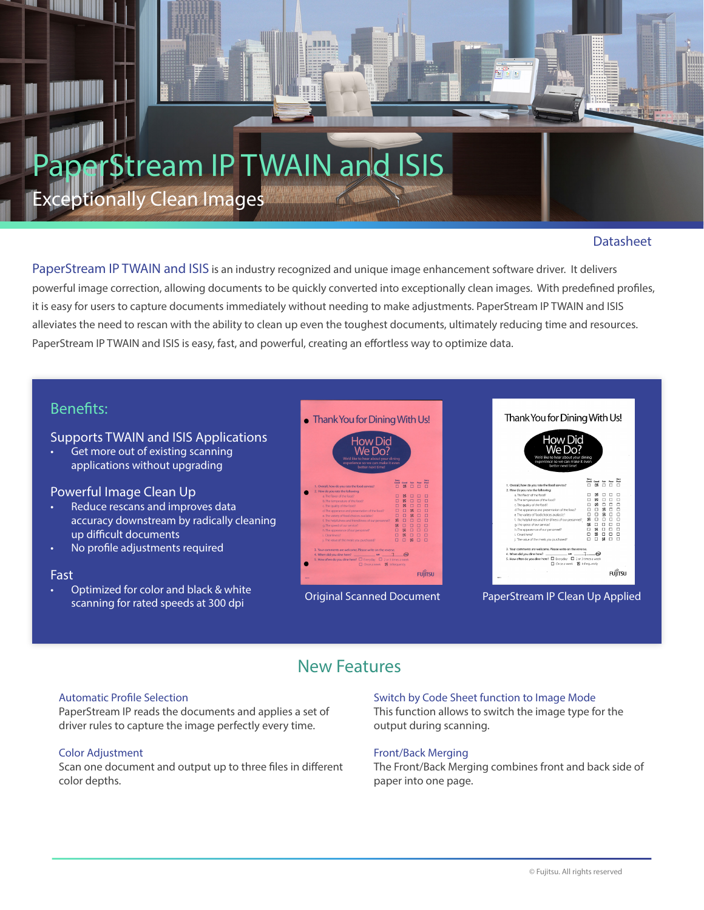# PaperStream IP TWAIN and ISIS

## Exceptionally Clean Images

Datasheet

PaperStream IP TWAIN and ISIS is an industry recognized and unique image enhancement software driver. It delivers powerful image correction, allowing documents to be quickly converted into exceptionally clean images. With predefined profiles, it is easy for users to capture documents immediately without needing to make adjustments. PaperStream IP TWAIN and ISIS alleviates the need to rescan with the ability to clean up even the toughest documents, ultimately reducing time and resources. PaperStream IP TWAIN and ISIS is easy, fast, and powerful, creating an effortless way to optimize data.

## Benefits:

### Supports TWAIN and ISIS Applications

- Get more out of existing scanning applications without upgrading

### Powerful Image Clean Up

- Reduce rescans and improves data accuracy downstream by radically cleaning up difficult documents
- No profile adjustments required

### Fast

- Optimized for color and black & white scanning for rated speeds at 300 dpi

Original Scanned Document

PaperStream IP Clean Up Applied

## New Features

### Automatic Profile Selection

PaperStream IP reads the documents and applies a set of driver rules to capture the image perfectly every time.

### Color Adjustment

Scan one document and output up to three files in different color depths.

### Switch by Code Sheet function to Image Mode

This function allows to switch the image type for the output during scanning.

### Front/Back Merging

The Front/Back Merging combines front and back side of paper into one page.

© Fujitsu. All rights reserved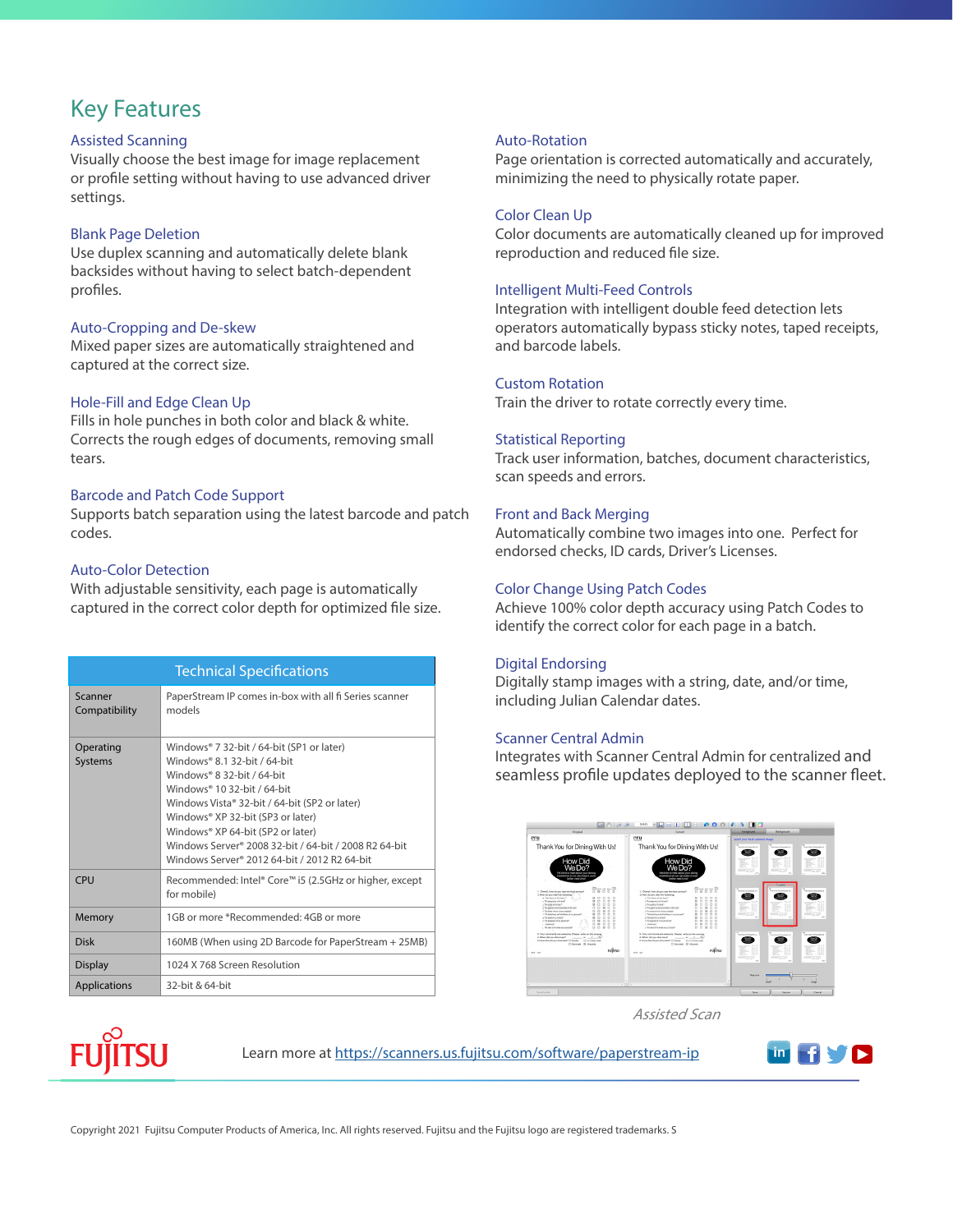## Key Features

### Assisted Scanning
Visually choose the best image for image replacement or profile setting without having to use advanced driver settings.

### Blank Page Deletion
Use duplex scanning and automatically delete blank backsides without having to select batch-dependent profiles.

### Auto-Cropping and De-skew
Mixed paper sizes are automatically straightened and captured at the correct size.

### Hole-Fill and Edge Clean Up
Fills in hole punches in both color and black & white. Corrects the rough edges of documents, removing small tears.

### Barcode and Patch Code Support
Supports batch separation using the latest barcode and patch codes.

### Auto-Color Detection
With adjustable sensitivity, each page is automatically captured in the correct color depth for optimized file size.

| Technical Specifications | |
|---|---|
| Scanner Compatibility | PaperStream IP comes in-box with all fi Series scanner models |
| Operating Systems | Windows® 7 32-bit / 64-bit (SP1 or later)<br>Windows® 8.1 32-bit / 64-bit<br>Windows® 8 32-bit / 64-bit<br>Windows® 10 32-bit / 64-bit<br>Windows Vista® 32-bit / 64-bit (SP2 or later)<br>Windows® XP 32-bit (SP3 or later)<br>Windows® XP 64-bit (SP2 or later)<br>Windows Server® 2008 32-bit / 64-bit / 2008 R2 64-bit<br>Windows Server® 2012 64-bit / 2012 R2 64-bit |
| CPU | Recommended: Intel® Core™ i5 (2.5GHz or higher, except for mobile) |
| Memory | 1GB or more *Recommended: 4GB or more |
| Disk | 160MB (When using 2D Barcode for PaperStream + 25MB) |
| Display | 1024 X 768 Screen Resolution |
| Applications | 32-bit & 64-bit |

### Auto-Rotation
Page orientation is corrected automatically and accurately, minimizing the need to physically rotate paper.

### Color Clean Up
Color documents are automatically cleaned up for improved reproduction and reduced file size.

### Intelligent Multi-Feed Controls
Integration with intelligent double feed detection lets operators automatically bypass sticky notes, taped receipts, and barcode labels.

### Custom Rotation
Train the driver to rotate correctly every time.

### Statistical Reporting
Track user information, batches, document characteristics, scan speeds and errors.

### Front and Back Merging
Automatically combine two images into one. Perfect for endorsed checks, ID cards, Driver's Licenses.

### Color Change Using Patch Codes
Achieve 100% color depth accuracy using Patch Codes to identify the correct color for each page in a batch.

### Digital Endorsing
Digitally stamp images with a string, date, and/or time, including Julian Calendar dates.

### Scanner Central Admin
Integrates with Scanner Central Admin for centralized and seamless profile updates deployed to the scanner fleet.

*Assisted Scan*

FUJITSU

Learn more at https://scanners.us.fujitsu.com/software/paperstream-ip

Copyright 2021 Fujitsu Computer Products of America, Inc. All rights reserved. Fujitsu and the Fujitsu logo are registered trademarks. S